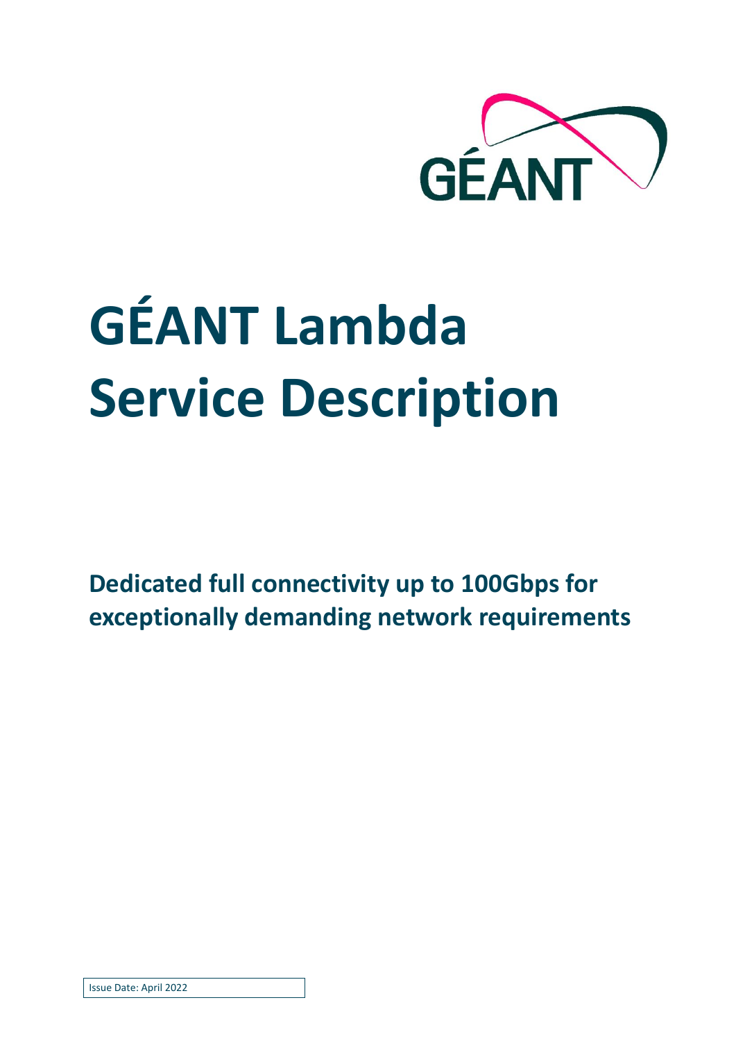# GÉANT Lambda Service Description

**Dedicated full connectivity up to 100Gbps for exceptionally demanding network requirements**

Issue Date: April 2022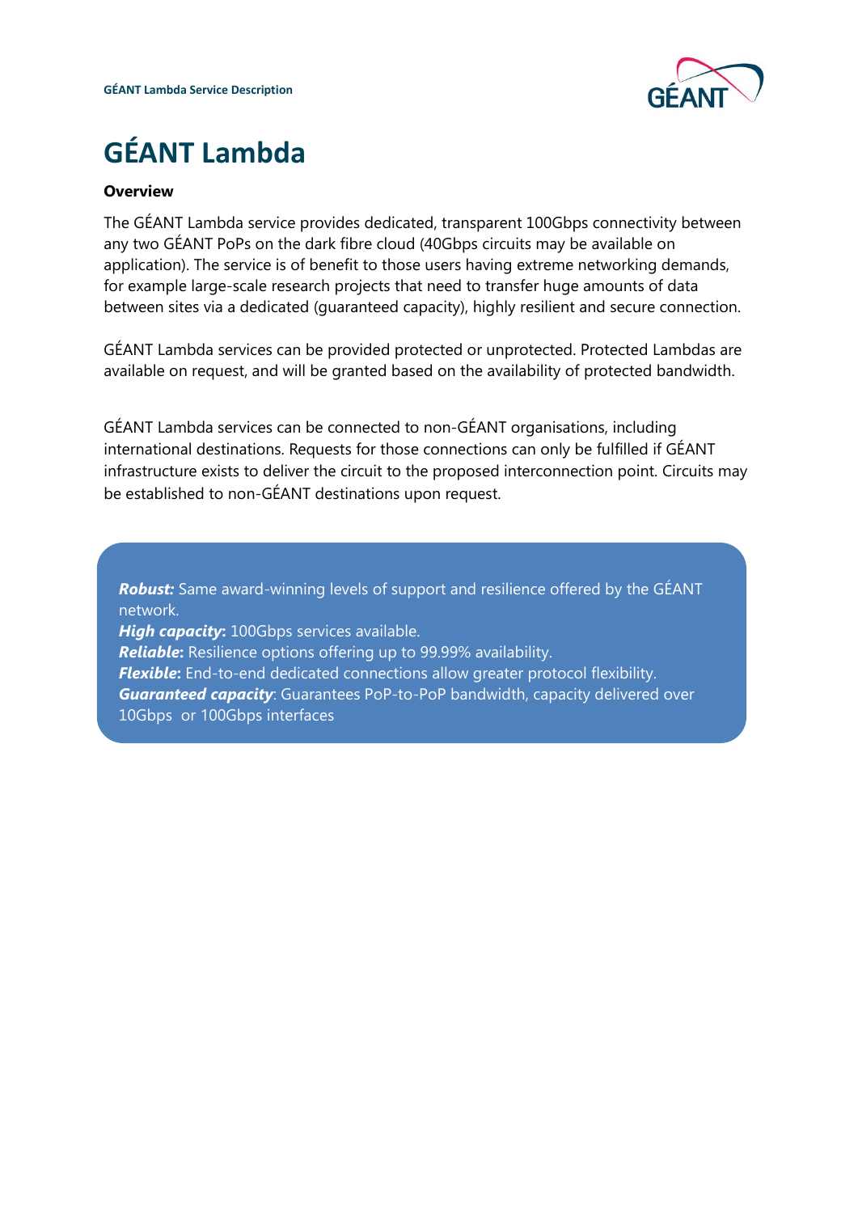# GÉANT Lambda

**Overview**

The GÉANT Lambda service provides dedicated, transparent 100Gbps connectivity between any two GÉANT PoPs on the dark fibre cloud (40Gbps circuits may be available on application). The service is of benefit to those users having extreme networking demands, for example large-scale research projects that need to transfer huge amounts of data between sites via a dedicated (guaranteed capacity), highly resilient and secure connection.

GÉANT Lambda services can be provided protected or unprotected. Protected Lambdas are available on request, and will be granted based on the availability of protected bandwidth.

GÉANT Lambda services can be connected to non-GÉANT organisations, including international destinations. Requests for those connections can only be fulfilled if GÉANT infrastructure exists to deliver the circuit to the proposed interconnection point. Circuits may be established to non-GÉANT destinations upon request.

***Robust:*** Same award-winning levels of support and resilience offered by the GÉANT network.
***High capacity*:** 100Gbps services available.
***Reliable*:** Resilience options offering up to 99.99% availability.
***Flexible*:** End-to-end dedicated connections allow greater protocol flexibility.
***Guaranteed capacity***: Guarantees PoP-to-PoP bandwidth, capacity delivered over 10Gbps or 100Gbps interfaces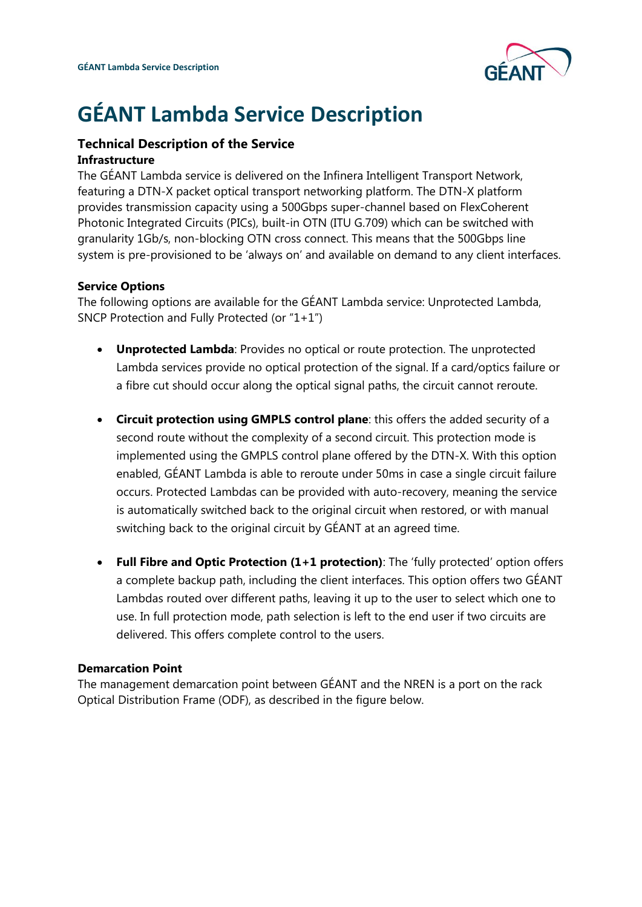# GÉANT Lambda Service Description

## Technical Description of the Service

### Infrastructure

The GÉANT Lambda service is delivered on the Infinera Intelligent Transport Network, featuring a DTN-X packet optical transport networking platform. The DTN-X platform provides transmission capacity using a 500Gbps super-channel based on FlexCoherent Photonic Integrated Circuits (PICs), built-in OTN (ITU G.709) which can be switched with granularity 1Gb/s, non-blocking OTN cross connect. This means that the 500Gbps line system is pre-provisioned to be 'always on' and available on demand to any client interfaces.

### Service Options

The following options are available for the GÉANT Lambda service: Unprotected Lambda, SNCP Protection and Fully Protected (or "1+1")

- **Unprotected Lambda**: Provides no optical or route protection. The unprotected Lambda services provide no optical protection of the signal. If a card/optics failure or a fibre cut should occur along the optical signal paths, the circuit cannot reroute.
- **Circuit protection using GMPLS control plane**: this offers the added security of a second route without the complexity of a second circuit. This protection mode is implemented using the GMPLS control plane offered by the DTN-X. With this option enabled, GÉANT Lambda is able to reroute under 50ms in case a single circuit failure occurs. Protected Lambdas can be provided with auto-recovery, meaning the service is automatically switched back to the original circuit when restored, or with manual switching back to the original circuit by GÉANT at an agreed time.
- **Full Fibre and Optic Protection (1+1 protection)**: The 'fully protected' option offers a complete backup path, including the client interfaces. This option offers two GÉANT Lambdas routed over different paths, leaving it up to the user to select which one to use. In full protection mode, path selection is left to the end user if two circuits are delivered. This offers complete control to the users.

### Demarcation Point

The management demarcation point between GÉANT and the NREN is a port on the rack Optical Distribution Frame (ODF), as described in the figure below.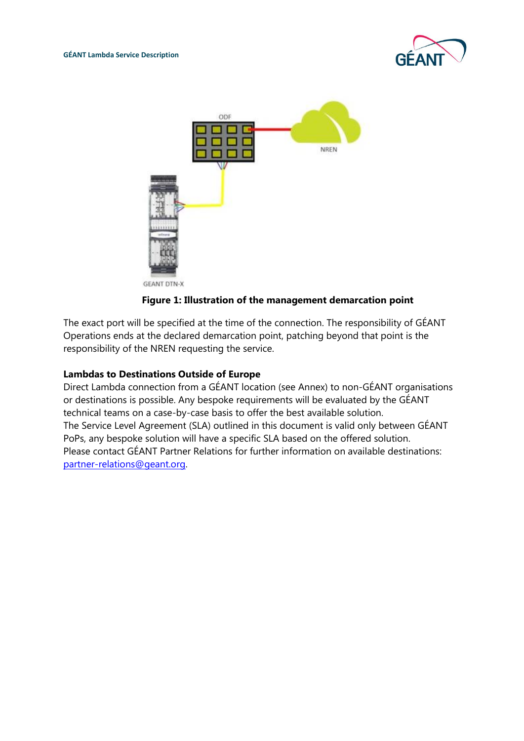ODF

NREN

GEANT DTN-X

**Figure 1: Illustration of the management demarcation point**

The exact port will be specified at the time of the connection. The responsibility of GÉANT Operations ends at the declared demarcation point, patching beyond that point is the responsibility of the NREN requesting the service.

**Lambdas to Destinations Outside of Europe**

Direct Lambda connection from a GÉANT location (see Annex) to non-GÉANT organisations or destinations is possible. Any bespoke requirements will be evaluated by the GÉANT technical teams on a case-by-case basis to offer the best available solution.
The Service Level Agreement (SLA) outlined in this document is valid only between GÉANT PoPs, any bespoke solution will have a specific SLA based on the offered solution.
Please contact GÉANT Partner Relations for further information on available destinations: partner-relations@geant.org.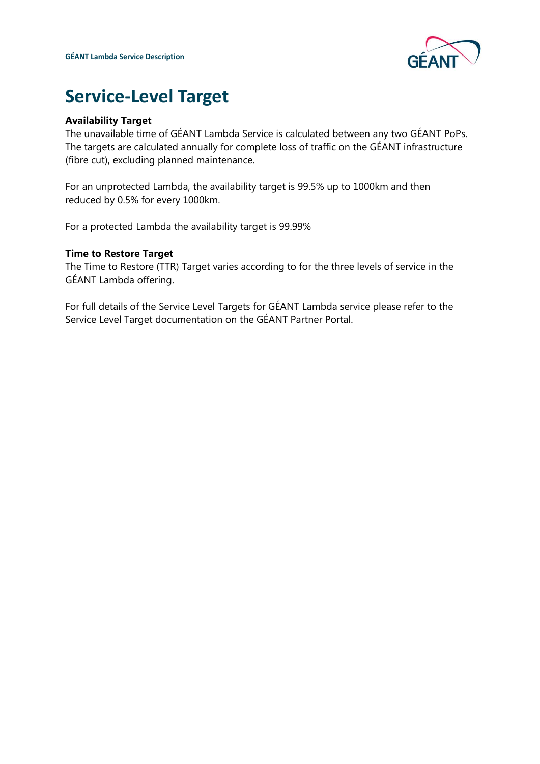# Service-Level Target

**Availability Target**

The unavailable time of GÉANT Lambda Service is calculated between any two GÉANT PoPs. The targets are calculated annually for complete loss of traffic on the GÉANT infrastructure (fibre cut), excluding planned maintenance.

For an unprotected Lambda, the availability target is 99.5% up to 1000km and then reduced by 0.5% for every 1000km.

For a protected Lambda the availability target is 99.99%

**Time to Restore Target**

The Time to Restore (TTR) Target varies according to for the three levels of service in the GÉANT Lambda offering.

For full details of the Service Level Targets for GÉANT Lambda service please refer to the Service Level Target documentation on the GÉANT Partner Portal.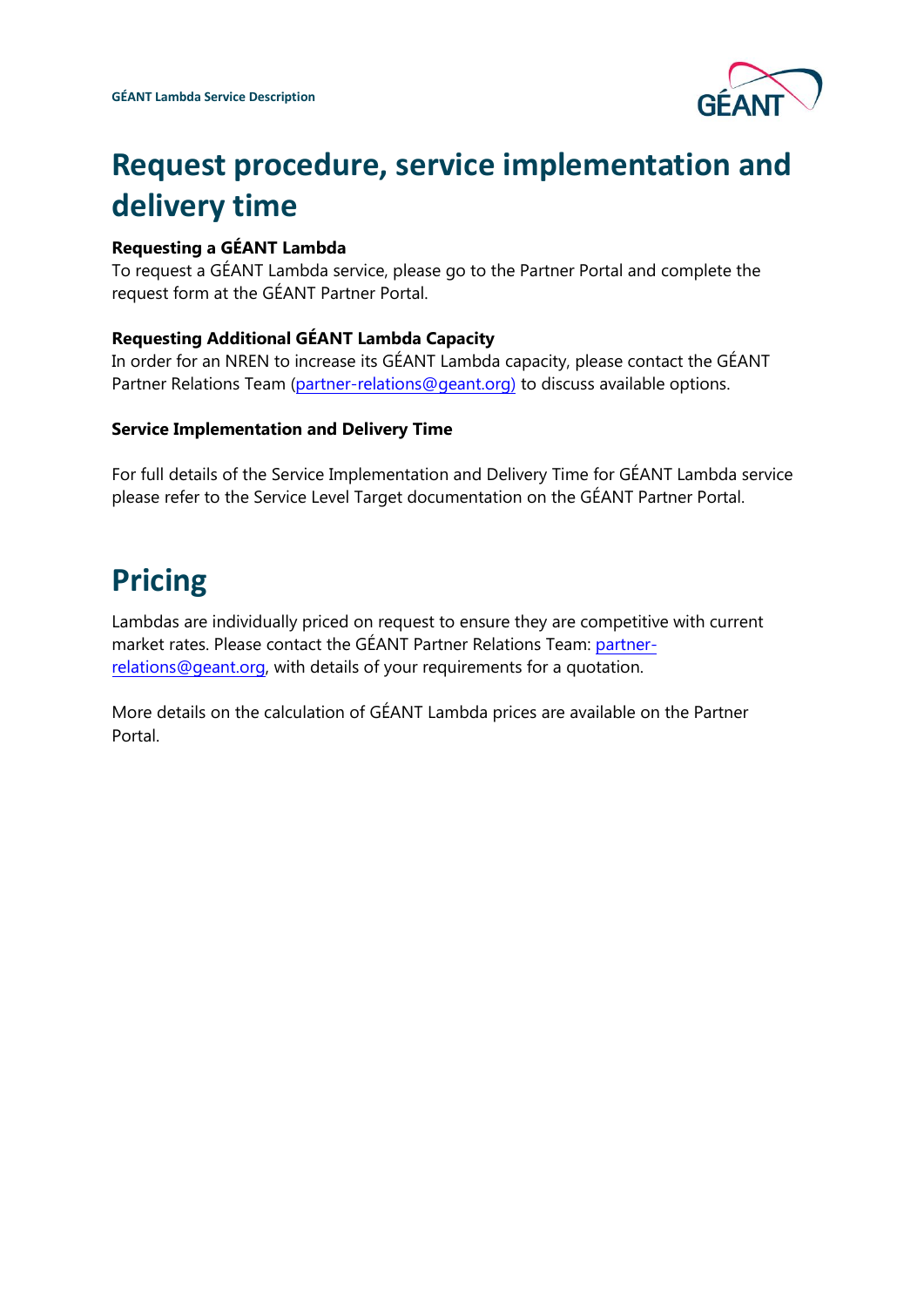# Request procedure, service implementation and delivery time

**Requesting a GÉANT Lambda**

To request a GÉANT Lambda service, please go to the Partner Portal and complete the request form at the GÉANT Partner Portal.

**Requesting Additional GÉANT Lambda Capacity**

In order for an NREN to increase its GÉANT Lambda capacity, please contact the GÉANT Partner Relations Team (partner-relations@geant.org) to discuss available options.

**Service Implementation and Delivery Time**

For full details of the Service Implementation and Delivery Time for GÉANT Lambda service please refer to the Service Level Target documentation on the GÉANT Partner Portal.

# Pricing

Lambdas are individually priced on request to ensure they are competitive with current market rates. Please contact the GÉANT Partner Relations Team: partner-relations@geant.org, with details of your requirements for a quotation.

More details on the calculation of GÉANT Lambda prices are available on the Partner Portal.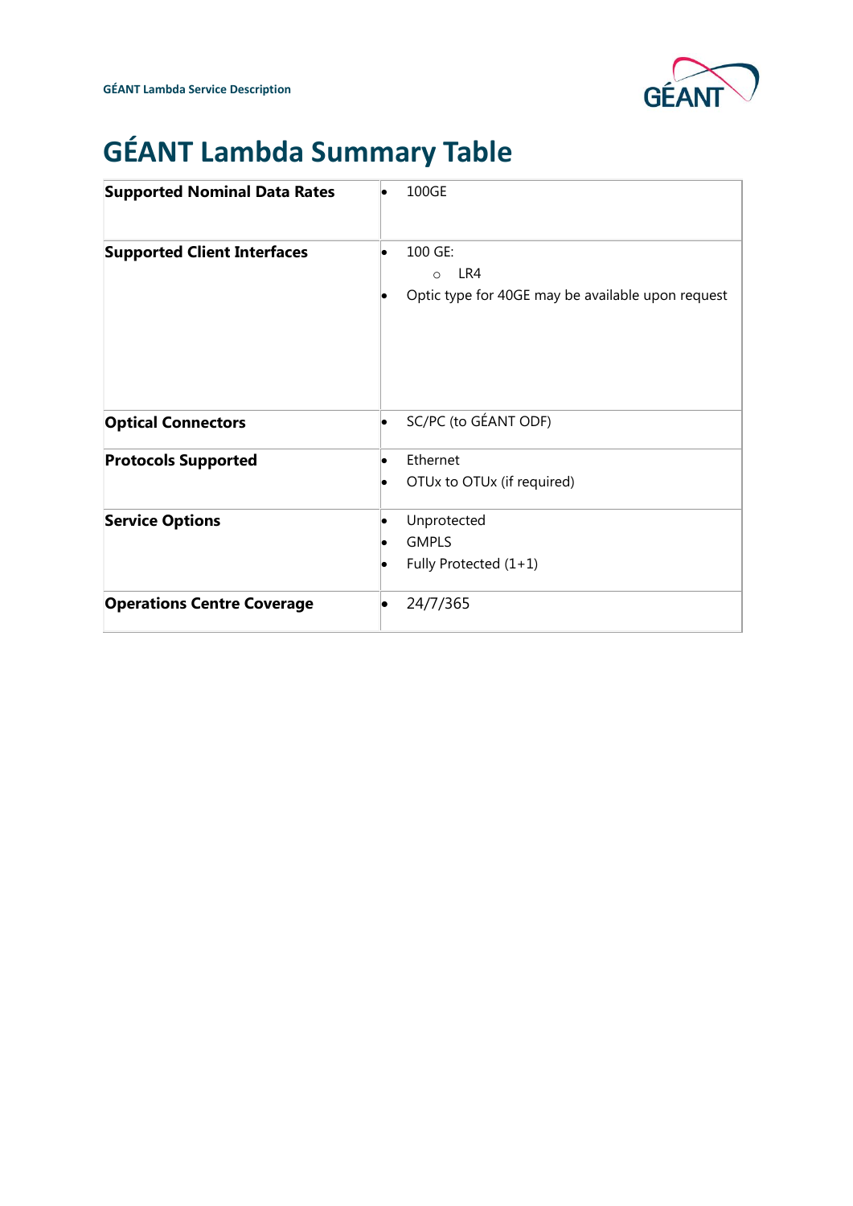# GÉANT Lambda Summary Table

| | |
|---|---|
| **Supported Nominal Data Rates** | • 100GE |
| **Supported Client Interfaces** | • 100 GE:<br>  ○ LR4<br>• Optic type for 40GE may be available upon request |
| **Optical Connectors** | • SC/PC (to GÉANT ODF) |
| **Protocols Supported** | • Ethernet<br>• OTUx to OTUx (if required) |
| **Service Options** | • Unprotected<br>• GMPLS<br>• Fully Protected (1+1) |
| **Operations Centre Coverage** | • 24/7/365 |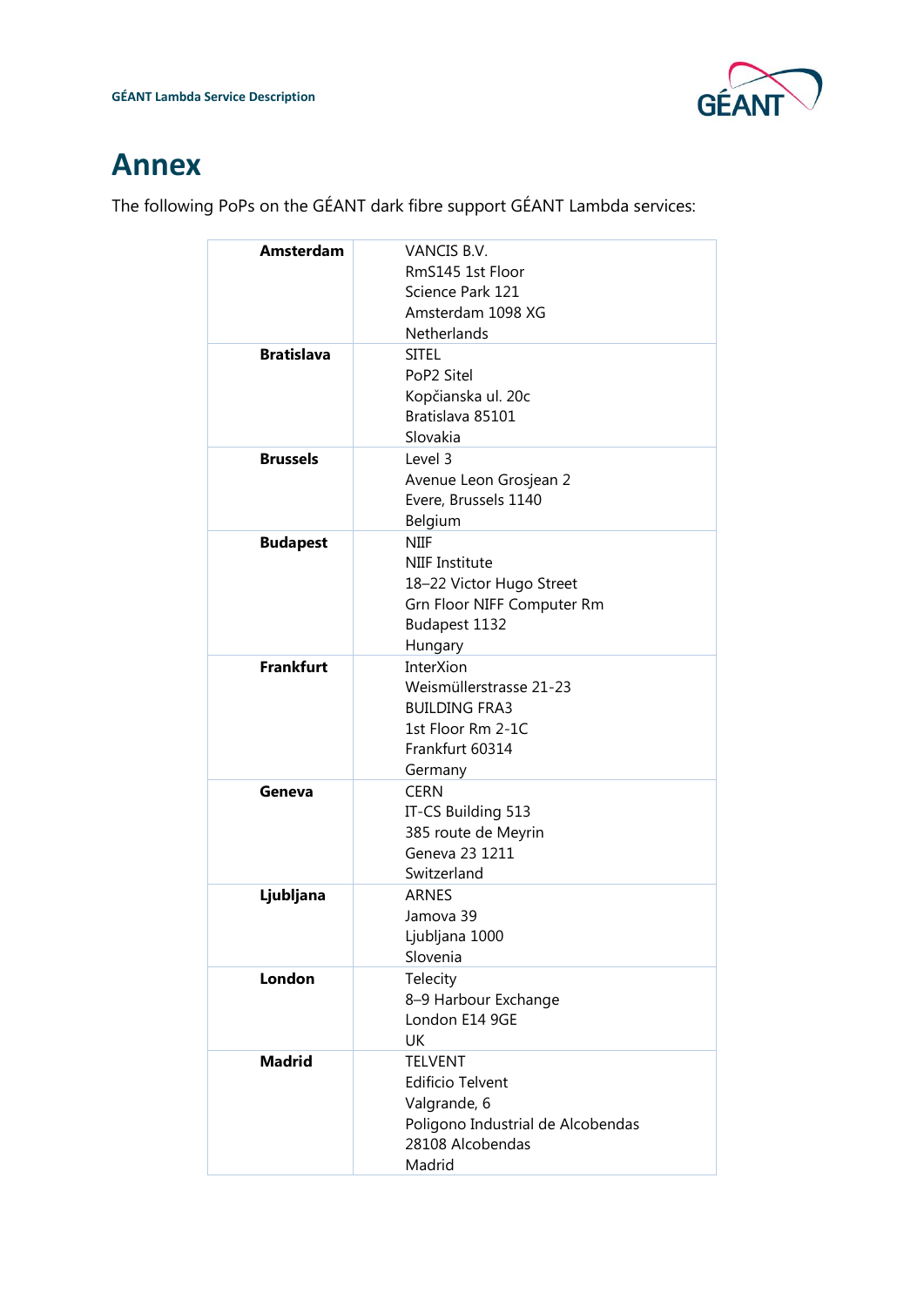# Annex

The following PoPs on the GÉANT dark fibre support GÉANT Lambda services:

| | |
|---|---|
| **Amsterdam** | VANCIS B.V.<br>RmS145 1st Floor<br>Science Park 121<br>Amsterdam 1098 XG<br>Netherlands |
| **Bratislava** | SITEL<br>PoP2 Sitel<br>Kopčianska ul. 20c<br>Bratislava 85101<br>Slovakia |
| **Brussels** | Level 3<br>Avenue Leon Grosjean 2<br>Evere, Brussels 1140<br>Belgium |
| **Budapest** | NIIF<br>NIIF Institute<br>18–22 Victor Hugo Street<br>Grn Floor NIFF Computer Rm<br>Budapest 1132<br>Hungary |
| **Frankfurt** | InterXion<br>Weismüllerstrasse 21-23<br>BUILDING FRA3<br>1st Floor Rm 2-1C<br>Frankfurt 60314<br>Germany |
| **Geneva** | CERN<br>IT-CS Building 513<br>385 route de Meyrin<br>Geneva 23 1211<br>Switzerland |
| **Ljubljana** | ARNES<br>Jamova 39<br>Ljubljana 1000<br>Slovenia |
| **London** | Telecity<br>8–9 Harbour Exchange<br>London E14 9GE<br>UK |
| **Madrid** | TELVENT<br>Edificio Telvent<br>Valgrande, 6<br>Poligono Industrial de Alcobendas<br>28108 Alcobendas<br>Madrid |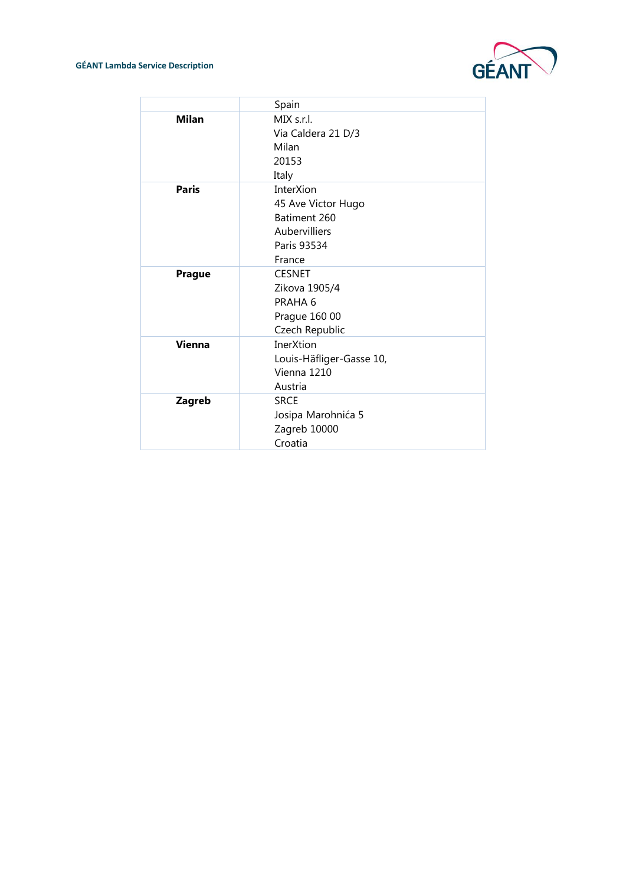| | |
|---|---|
| | Spain |
| **Milan** | MIX s.r.l.<br>Via Caldera 21 D/3<br>Milan<br>20153<br>Italy |
| **Paris** | InterXion<br>45 Ave Victor Hugo<br>Batiment 260<br>Aubervilliers<br>Paris 93534<br>France |
| **Prague** | CESNET<br>Zikova 1905/4<br>PRAHA 6<br>Prague 160 00<br>Czech Republic |
| **Vienna** | InerXtion<br>Louis-Häfliger-Gasse 10,<br>Vienna 1210<br>Austria |
| **Zagreb** | SRCE<br>Josipa Marohnića 5<br>Zagreb 10000<br>Croatia |